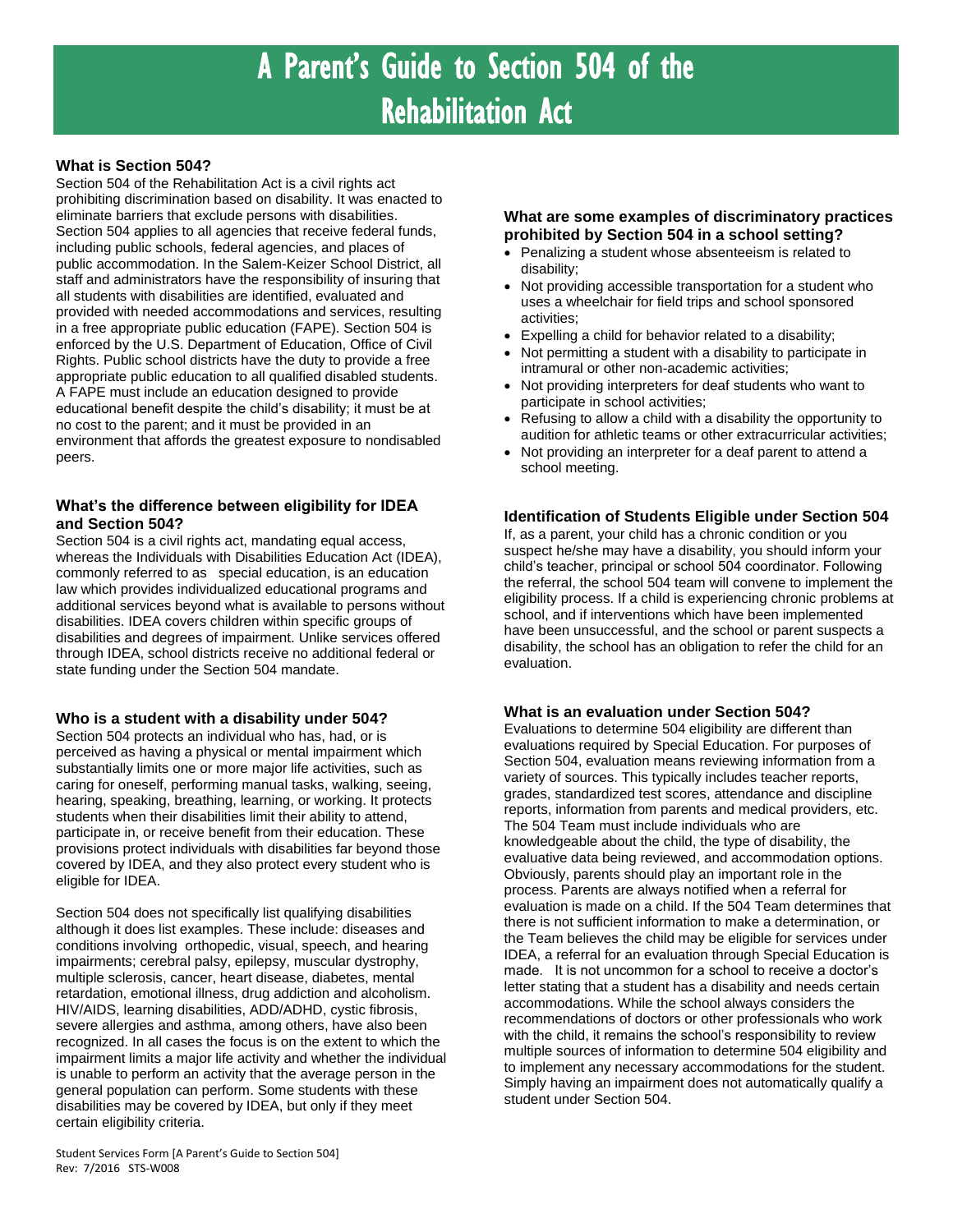# A Parent's Guide to Section 504 of the Rehabilitation Act

### What is Section 504?

Section 504 of the Rehabilitation Act is a civil rights act prohibiting discrimination based on disability. It was enacted to eliminate barriers that exclude persons with disabilities. Section 504 applies to all agencies that receive federal funds, including public schools, federal agencies, and places of public accommodation. In the Salem-Keizer School District, all staff and administrators have the responsibility of insuring that all students with disabilities are identified, evaluated and provided with needed accommodations and services, resulting in a free appropriate public education (FAPE). Section 504 is enforced by the U.S. Department of Education, Office of Civil Rights. Public school districts have the duty to provide a free appropriate public education to all qualified disabled students. A FAPE must include an education designed to provide educational benefit despite the child's disability; it must be at no cost to the parent; and it must be provided in an environment that affords the greatest exposure to nondisabled peers.

### What's the difference between eligibility for IDEA and Section 504?

Section 504 is a civil rights act, mandating equal access, whereas the Individuals with Disabilities Education Act (IDEA), commonly referred to as special education, is an education law which provides individualized educational programs and additional services beyond what is available to persons without disabilities. IDEA covers children within specific groups of disabilities and degrees of impairment. Unlike services offered through IDEA, school districts receive no additional federal or state funding under the Section 504 mandate.

### Who is a student with a disability under 504?

Section 504 protects an individual who has, had, or is perceived as having a physical or mental impairment which substantially limits one or more major life activities, such as caring for oneself, performing manual tasks, walking, seeing, hearing, speaking, breathing, learning, or working. It protects students when their disabilities limit their ability to attend, participate in, or receive benefit from their education. These provisions protect individuals with disabilities far beyond those covered by IDEA, and they also protect every student who is eligible for IDEA.

Section 504 does not specifically list qualifying disabilities although it does list examples. These include: diseases and conditions involving orthopedic, visual, speech, and hearing impairments; cerebral palsy, epilepsy, muscular dystrophy, multiple sclerosis, cancer, heart disease, diabetes, mental retardation, emotional illness, drug addiction and alcoholism. HIV/AIDS, learning disabilities, ADD/ADHD, cystic fibrosis, severe allergies and asthma, among others, have also been recognized. In all cases the focus is on the extent to which the impairment limits a major life activity and whether the individual is unable to perform an activity that the average person in the general population can perform. Some students with these disabilities may be covered by IDEA, but only if they meet certain eligibility criteria.

### What are some examples of discriminatory practices prohibited by Section 504 in a school setting?

- Penalizing a student whose absenteeism is related to disability;
- Not providing accessible transportation for a student who uses a wheelchair for field trips and school sponsored activities;
- Expelling a child for behavior related to a disability;
- Not permitting a student with a disability to participate in intramural or other non-academic activities;
- Not providing interpreters for deaf students who want to participate in school activities;
- Refusing to allow a child with a disability the opportunity to audition for athletic teams or other extracurricular activities;
- Not providing an interpreter for a deaf parent to attend a school meeting.

### Identification of Students Eligible under Section 504

If, as a parent, your child has a chronic condition or you suspect he/she may have a disability, you should inform your child's teacher, principal or school 504 coordinator. Following the referral, the school 504 team will convene to implement the eligibility process. If a child is experiencing chronic problems at school, and if interventions which have been implemented have been unsuccessful, and the school or parent suspects a disability, the school has an obligation to refer the child for an evaluation.

### What is an evaluation under Section 504?

Evaluations to determine 504 eligibility are different than evaluations required by Special Education. For purposes of Section 504, evaluation means reviewing information from a variety of sources. This typically includes teacher reports, grades, standardized test scores, attendance and discipline reports, information from parents and medical providers, etc. The 504 Team must include individuals who are knowledgeable about the child, the type of disability, the evaluative data being reviewed, and accommodation options. Obviously, parents should play an important role in the process. Parents are always notified when a referral for evaluation is made on a child. If the 504 Team determines that there is not sufficient information to make a determination, or the Team believes the child may be eligible for services under IDEA, a referral for an evaluation through Special Education is made. It is not uncommon for a school to receive a doctor's letter stating that a student has a disability and needs certain accommodations. While the school always considers the recommendations of doctors or other professionals who work with the child, it remains the school's responsibility to review multiple sources of information to determine 504 eligibility and to implement any necessary accommodations for the student. Simply having an impairment does not automatically qualify a student under Section 504.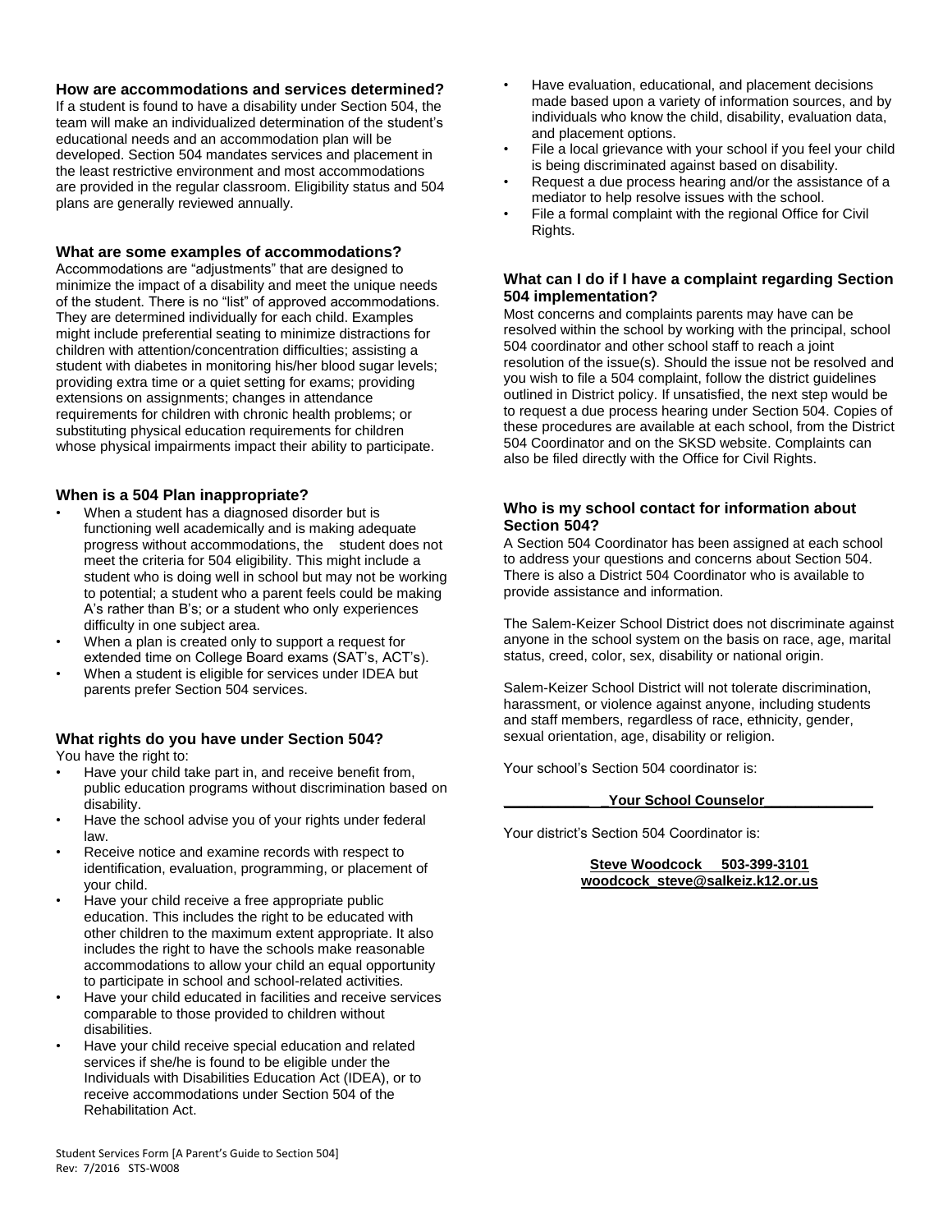## How are accommodations and services determined?

If a student is found to have a disability under Section 504, the team will make an individualized determination of the student's educational needs and an accommodation plan will be developed. Section 504 mandates services and placement in the least restrictive environment and most accommodations are provided in the regular classroom. Eligibility status and 504 plans are generally reviewed annually.

## What are some examples of accommodations?

Accommodations are "adjustments" that are designed to minimize the impact of a disability and meet the unique needs of the student. There is no "list" of approved accommodations. They are determined individually for each child. Examples might include preferential seating to minimize distractions for children with attention/concentration difficulties; assisting a student with diabetes in monitoring his/her blood sugar levels; providing extra time or a quiet setting for exams; providing extensions on assignments; changes in attendance requirements for children with chronic health problems; or substituting physical education requirements for children whose physical impairments impact their ability to participate.

## When is a 504 Plan inappropriate?

- When a student has a diagnosed disorder but is functioning well academically and is making adequate progress without accommodations, the student does not meet the criteria for 504 eligibility. This might include a student who is doing well in school but may not be working to potential; a student who a parent feels could be making A's rather than B's; or a student who only experiences difficulty in one subject area.
- When a plan is created only to support a request for extended time on College Board exams (SAT's, ACT's).
- When a student is eligible for services under IDEA but parents prefer Section 504 services.

## What rights do you have under Section 504?

You have the right to:

- Have your child take part in, and receive benefit from, public education programs without discrimination based on disability.
- Have the school advise you of your rights under federal law.
- Receive notice and examine records with respect to identification, evaluation, programming, or placement of your child.
- Have your child receive a free appropriate public education. This includes the right to be educated with other children to the maximum extent appropriate. It also includes the right to have the schools make reasonable accommodations to allow your child an equal opportunity to participate in school and school-related activities.
- Have your child educated in facilities and receive services comparable to those provided to children without disabilities.
- Have your child receive special education and related services if she/he is found to be eligible under the Individuals with Disabilities Education Act (IDEA), or to receive accommodations under Section 504 of the Rehabilitation Act.
- Have evaluation, educational, and placement decisions made based upon a variety of information sources, and by individuals who know the child, disability, evaluation data, and placement options.
- File a local grievance with your school if you feel your child is being discriminated against based on disability.
- Request a due process hearing and/or the assistance of a mediator to help resolve issues with the school.
- File a formal complaint with the regional Office for Civil Rights.

## What can I do if I have a complaint regarding Section 504 implementation?

Most concerns and complaints parents may have can be resolved within the school by working with the principal, school 504 coordinator and other school staff to reach a joint resolution of the issue(s). Should the issue not be resolved and you wish to file a 504 complaint, follow the district guidelines outlined in District policy. If unsatisfied, the next step would be to request a due process hearing under Section 504. Copies of these procedures are available at each school, from the District 504 Coordinator and on the SKSD website. Complaints can also be filed directly with the Office for Civil Rights.

## Who is my school contact for information about Section 504?

A Section 504 Coordinator has been assigned at each school to address your questions and concerns about Section 504. There is also a District 504 Coordinator who is available to provide assistance and information.

The Salem-Keizer School District does not discriminate against anyone in the school system on the basis on race, age, marital status, creed, color, sex, disability or national origin.

Salem-Keizer School District will not tolerate discrimination, harassment, or violence against anyone, including students and staff members, regardless of race, ethnicity, gender, sexual orientation, age, disability or religion.

Your school's Section 504 coordinator is:

**Your School Counselor**

Your district's Section 504 Coordinator is:

**Steve Woodcock 503-399-3101**
**woodcock_steve@salkeiz.k12.or.us**

Student Services Form [A Parent's Guide to Section 504]
Rev: 7/2016 STS-W008